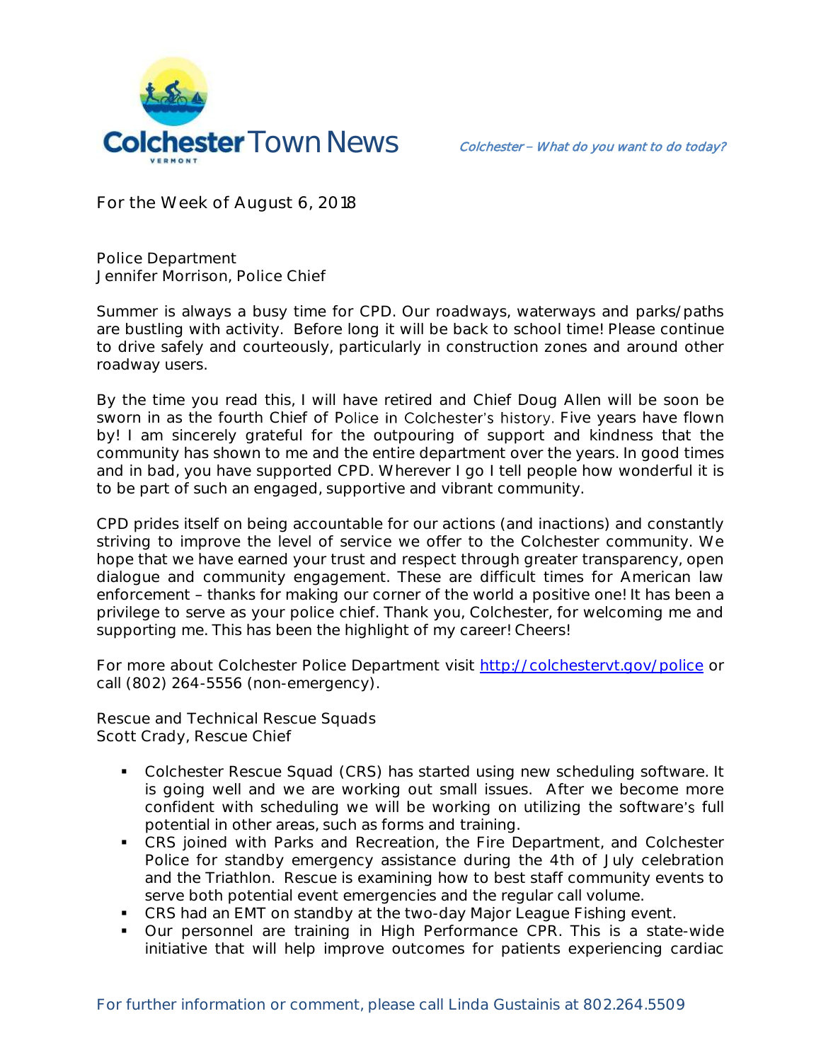# Colchester Town News

*Colchester – What do you want to do today?*

For the Week of August 6, 2018

## Police Department
Jennifer Morrison, Police Chief

Summer is always a busy time for CPD. Our roadways, waterways and parks/paths are bustling with activity. Before long it will be back to school time! Please continue to drive safely and courteously, particularly in construction zones and around other roadway users.

By the time you read this, I will have retired and Chief Doug Allen will be soon be sworn in as the fourth Chief of Police in Colchester's history. Five years have flown by! I am sincerely grateful for the outpouring of support and kindness that the community has shown to me and the entire department over the years. In good times and in bad, you have supported CPD. Wherever I go I tell people how wonderful it is to be part of such an engaged, supportive and vibrant community.

CPD prides itself on being accountable for our actions (and inactions) and constantly striving to improve the level of service we offer to the Colchester community. We hope that we have earned your trust and respect through greater transparency, open dialogue and community engagement. These are difficult times for American law enforcement – thanks for making our corner of the world a positive one! It has been a privilege to serve as your police chief. Thank you, Colchester, for welcoming me and supporting me. This has been the highlight of my career! Cheers!

For more about Colchester Police Department visit http://colchestervt.gov/police or call (802) 264-5556 (non-emergency).

## Rescue and Technical Rescue Squads
Scott Crady, Rescue Chief

- Colchester Rescue Squad (CRS) has started using new scheduling software. It is going well and we are working out small issues. After we become more confident with scheduling we will be working on utilizing the software's full potential in other areas, such as forms and training.
- CRS joined with Parks and Recreation, the Fire Department, and Colchester Police for standby emergency assistance during the 4th of July celebration and the Triathlon. Rescue is examining how to best staff community events to serve both potential event emergencies and the regular call volume.
- CRS had an EMT on standby at the two-day Major League Fishing event.
- Our personnel are training in High Performance CPR. This is a state-wide initiative that will help improve outcomes for patients experiencing cardiac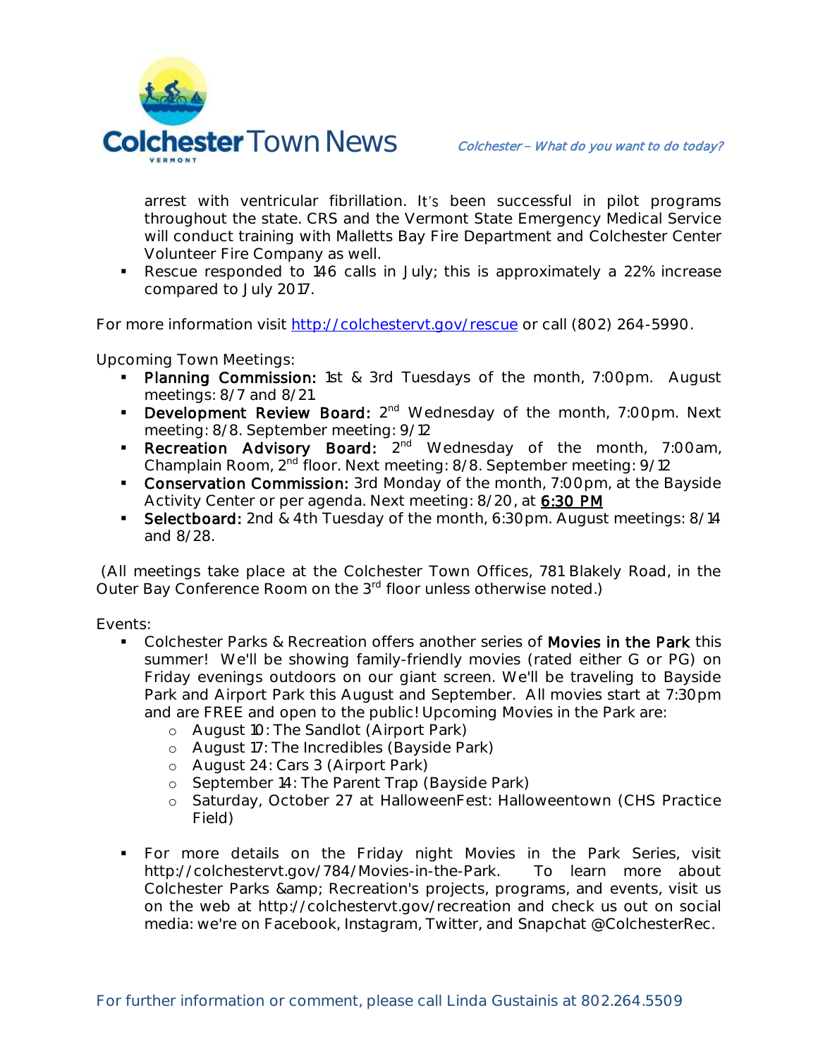arrest with ventricular fibrillation. It's been successful in pilot programs throughout the state. CRS and the Vermont State Emergency Medical Service will conduct training with Malletts Bay Fire Department and Colchester Center Volunteer Fire Company as well.

- Rescue responded to 146 calls in July; this is approximately a 22% increase compared to July 2017.

For more information visit http://colchestervt.gov/rescue or call (802) 264-5990.

Upcoming Town Meetings:

- **Planning Commission:** 1st & 3rd Tuesdays of the month, 7:00pm. August meetings: 8/7 and 8/21.
- **Development Review Board:** 2nd Wednesday of the month, 7:00pm. Next meeting: 8/8. September meeting: 9/12
- **Recreation Advisory Board:** 2nd Wednesday of the month, 7:00am, Champlain Room, 2nd floor. Next meeting: 8/8. September meeting: 9/12
- **Conservation Commission:** 3rd Monday of the month, 7:00pm, at the Bayside Activity Center or per agenda. Next meeting: 8/20, at **6:30 PM**
- **Selectboard:** 2nd & 4th Tuesday of the month, 6:30pm. August meetings: 8/14 and 8/28.

(All meetings take place at the Colchester Town Offices, 781 Blakely Road, in the Outer Bay Conference Room on the 3rd floor unless otherwise noted.)

Events:

- Colchester Parks & Recreation offers another series of **Movies in the Park** this summer! We'll be showing family-friendly movies (rated either G or PG) on Friday evenings outdoors on our giant screen. We'll be traveling to Bayside Park and Airport Park this August and September. All movies start at 7:30pm and are FREE and open to the public! Upcoming Movies in the Park are:
  - August 10: The Sandlot (Airport Park)
  - August 17: The Incredibles (Bayside Park)
  - August 24: Cars 3 (Airport Park)
  - September 14: The Parent Trap (Bayside Park)
  - Saturday, October 27 at HalloweenFest: Halloweentown (CHS Practice Field)

- For more details on the Friday night Movies in the Park Series, visit http://colchestervt.gov/784/Movies-in-the-Park. To learn more about Colchester Parks &amp; Recreation's projects, programs, and events, visit us on the web at http://colchestervt.gov/recreation and check us out on social media: we're on Facebook, Instagram, Twitter, and Snapchat @ColchesterRec.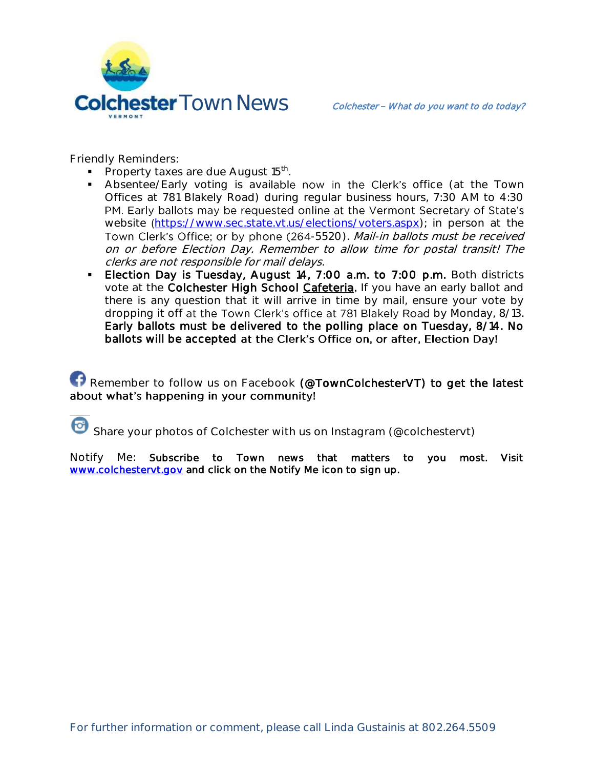# Colchester Town News

VERMONT

*Colchester – What do you want to do today?*

Friendly Reminders:

- Property taxes are due August 15th.
- Absentee/Early voting is available now in the Clerk's office (at the Town Offices at 781 Blakely Road) during regular business hours, 7:30 AM to 4:30 PM. Early ballots may be requested online at the Vermont Secretary of State's website (https://www.sec.state.vt.us/elections/voters.aspx); in person at the Town Clerk's Office; or by phone (264-5520). *Mail-in ballots must be received on or before Election Day. Remember to allow time for postal transit! The clerks are not responsible for mail delays.*
- **Election Day is Tuesday, August 14, 7:00 a.m. to 7:00 p.m.** Both districts vote at the **Colchester High School Cafeteria.** If you have an early ballot and there is any question that it will arrive in time by mail, ensure your vote by dropping it off at the Town Clerk's office at 781 Blakely Road by Monday, 8/13. **Early ballots must be delivered to the polling place on Tuesday, 8/14. No ballots will be accepted** at the Clerk's Office on, or after, Election Day!

Remember to follow us on Facebook **(@TownColchesterVT) to get the latest about what's happening in your community!**

Share your photos of Colchester with us on Instagram (@colchestervt)

Notify Me: **Subscribe to Town news that matters to you most. Visit www.colchestervt.gov and click on the Notify Me icon to sign up.**

For further information or comment, please call Linda Gustainis at 802.264.5509